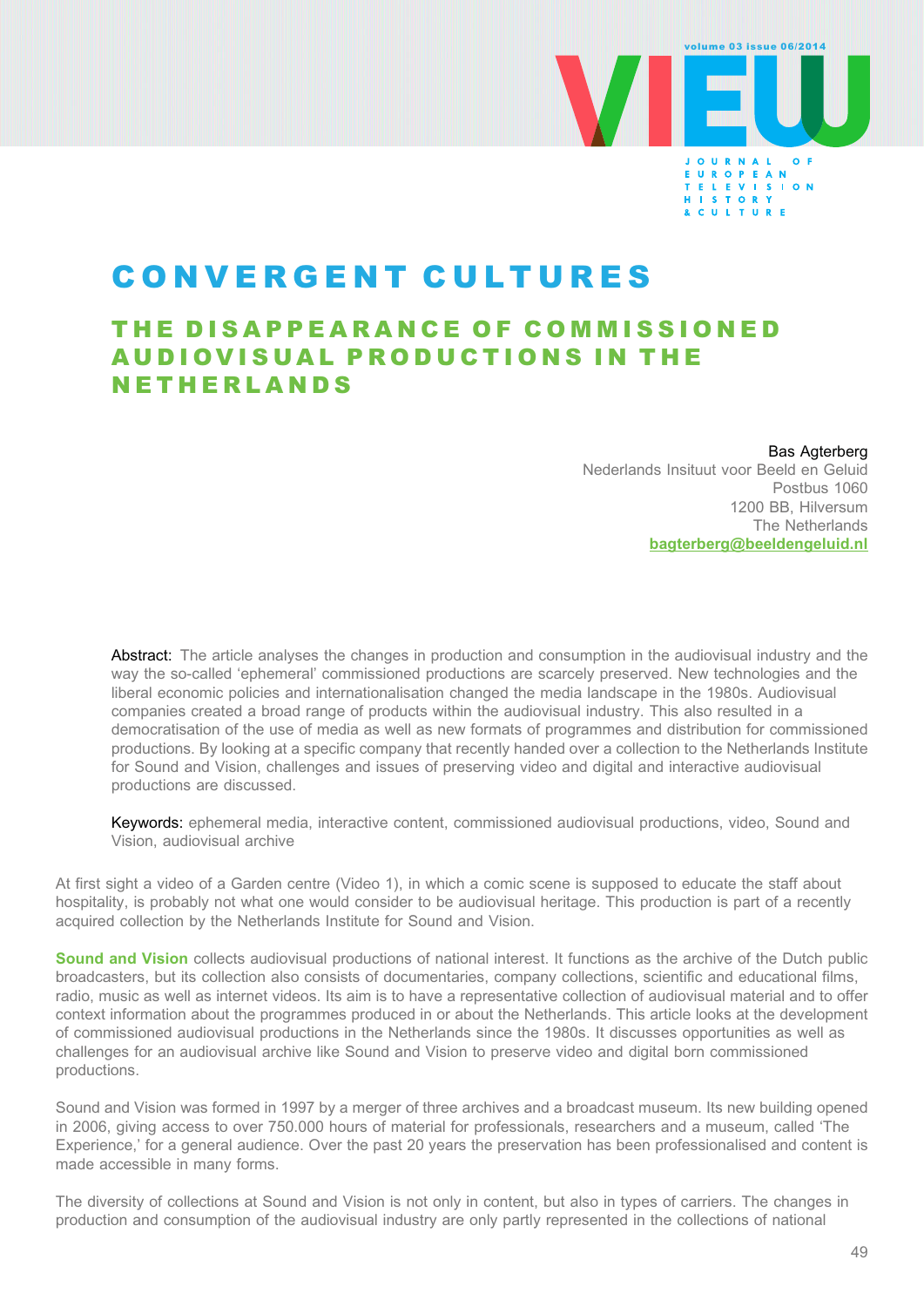# CONVERGENT CULTURES

## THE DISAPPEARANCE OF COMMISSIONED AUDIOVISUAL PRODUCTIONS IN THE NETHERLANDS

Bas Agterberg
Nederlands Insituut voor Beeld en Geluid
Postbus 1060
1200 BB, Hilversum
The Netherlands
bagterberg@beeldengeluid.nl

Abstract: The article analyses the changes in production and consumption in the audiovisual industry and the way the so-called 'ephemeral' commissioned productions are scarcely preserved. New technologies and the liberal economic policies and internationalisation changed the media landscape in the 1980s. Audiovisual companies created a broad range of products within the audiovisual industry. This also resulted in a democratisation of the use of media as well as new formats of programmes and distribution for commissioned productions. By looking at a specific company that recently handed over a collection to the Netherlands Institute for Sound and Vision, challenges and issues of preserving video and digital and interactive audiovisual productions are discussed.

Keywords: ephemeral media, interactive content, commissioned audiovisual productions, video, Sound and Vision, audiovisual archive

At first sight a video of a Garden centre (Video 1), in which a comic scene is supposed to educate the staff about hospitality, is probably not what one would consider to be audiovisual heritage. This production is part of a recently acquired collection by the Netherlands Institute for Sound and Vision.

**Sound and Vision** collects audiovisual productions of national interest. It functions as the archive of the Dutch public broadcasters, but its collection also consists of documentaries, company collections, scientific and educational films, radio, music as well as internet videos. Its aim is to have a representative collection of audiovisual material and to offer context information about the programmes produced in or about the Netherlands. This article looks at the development of commissioned audiovisual productions in the Netherlands since the 1980s. It discusses opportunities as well as challenges for an audiovisual archive like Sound and Vision to preserve video and digital born commissioned productions.

Sound and Vision was formed in 1997 by a merger of three archives and a broadcast museum. Its new building opened in 2006, giving access to over 750.000 hours of material for professionals, researchers and a museum, called 'The Experience,' for a general audience. Over the past 20 years the preservation has been professionalised and content is made accessible in many forms.

The diversity of collections at Sound and Vision is not only in content, but also in types of carriers. The changes in production and consumption of the audiovisual industry are only partly represented in the collections of national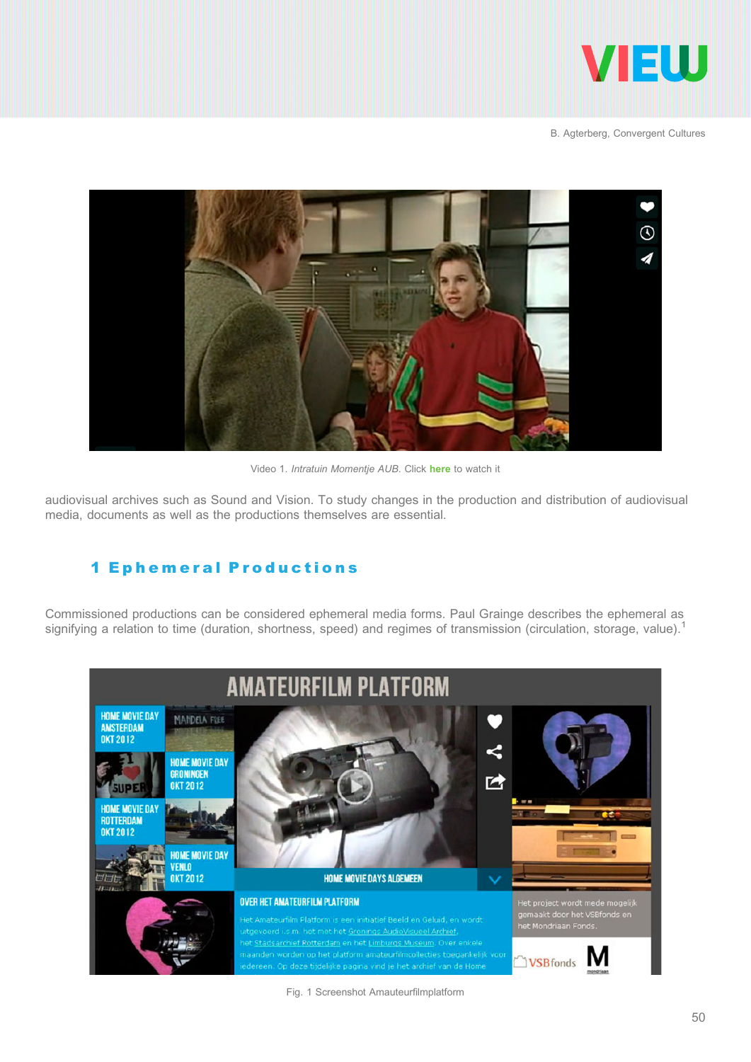Video 1. *Intratuin Momentje AUB.* Click **here** to watch it

audiovisual archives such as Sound and Vision. To study changes in the production and distribution of audiovisual media, documents as well as the productions themselves are essential.

## 1 Ephemeral Productions

Commissioned productions can be considered ephemeral media forms. Paul Grainge describes the ephemeral as signifying a relation to time (duration, shortness, speed) and regimes of transmission (circulation, storage, value).[1]

Fig. 1 Screenshot Amauteurfilmplatform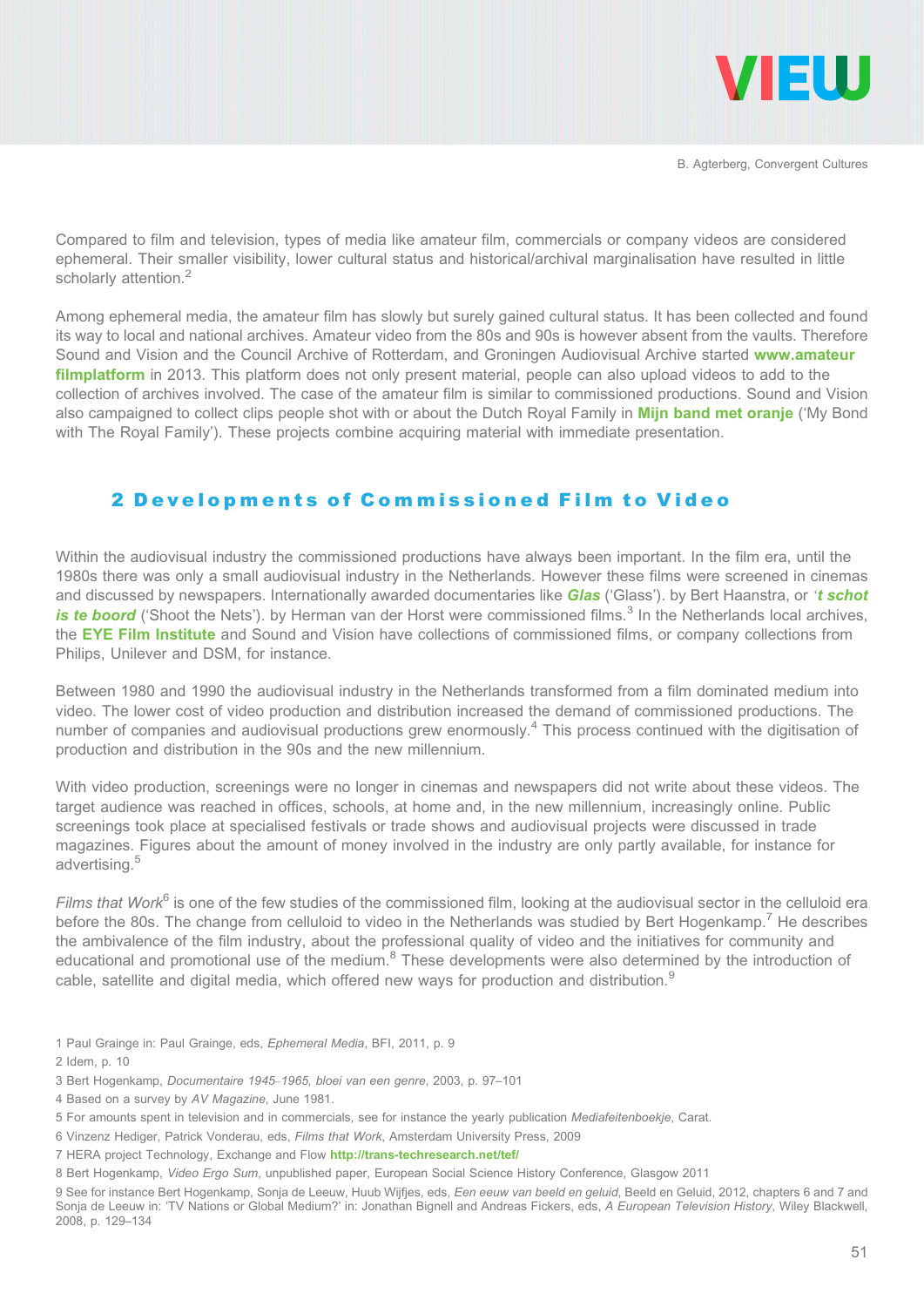Compared to film and television, types of media like amateur film, commercials or company videos are considered ephemeral. Their smaller visibility, lower cultural status and historical/archival marginalisation have resulted in little scholarly attention.[2]

Among ephemeral media, the amateur film has slowly but surely gained cultural status. It has been collected and found its way to local and national archives. Amateur video from the 80s and 90s is however absent from the vaults. Therefore Sound and Vision and the Council Archive of Rotterdam, and Groningen Audiovisual Archive started **www.amateur filmplatform** in 2013. This platform does not only present material, people can also upload videos to add to the collection of archives involved. The case of the amateur film is similar to commissioned productions. Sound and Vision also campaigned to collect clips people shot with or about the Dutch Royal Family in **Mijn band met oranje** ('My Bond with The Royal Family'). These projects combine acquiring material with immediate presentation.

## 2 Developments of Commissioned Film to Video

Within the audiovisual industry the commissioned productions have always been important. In the film era, until the 1980s there was only a small audiovisual industry in the Netherlands. However these films were screened in cinemas and discussed by newspapers. Internationally awarded documentaries like ***Glas*** ('Glass'). by Bert Haanstra, or '***t schot is te boord*** ('Shoot the Nets'). by Herman van der Horst were commissioned films.[3] In the Netherlands local archives, the **EYE Film Institute** and Sound and Vision have collections of commissioned films, or company collections from Philips, Unilever and DSM, for instance.

Between 1980 and 1990 the audiovisual industry in the Netherlands transformed from a film dominated medium into video. The lower cost of video production and distribution increased the demand of commissioned productions. The number of companies and audiovisual productions grew enormously.[4] This process continued with the digitisation of production and distribution in the 90s and the new millennium.

With video production, screenings were no longer in cinemas and newspapers did not write about these videos. The target audience was reached in offices, schools, at home and, in the new millennium, increasingly online. Public screenings took place at specialised festivals or trade shows and audiovisual projects were discussed in trade magazines. Figures about the amount of money involved in the industry are only partly available, for instance for advertising.[5]

*Films that Work*[6] is one of the few studies of the commissioned film, looking at the audiovisual sector in the celluloid era before the 80s. The change from celluloid to video in the Netherlands was studied by Bert Hogenkamp.[7] He describes the ambivalence of the film industry, about the professional quality of video and the initiatives for community and educational and promotional use of the medium.[8] These developments were also determined by the introduction of cable, satellite and digital media, which offered new ways for production and distribution.[9]

1 Paul Grainge in: Paul Grainge, eds, *Ephemeral Media*, BFI, 2011, p. 9

2 Idem, p. 10

3 Bert Hogenkamp, *Documentaire 1945–1965, bloei van een genre*, 2003, p. 97–101

4 Based on a survey by *AV Magazine*, June 1981.

5 For amounts spent in television and in commercials, see for instance the yearly publication *Mediafeitenboekje*, Carat.

6 Vinzenz Hediger, Patrick Vonderau, eds, *Films that Work*, Amsterdam University Press, 2009

7 HERA project Technology, Exchange and Flow **http://trans-techresearch.net/tef/**

8 Bert Hogenkamp, *Video Ergo Sum*, unpublished paper, European Social Science History Conference, Glasgow 2011

9 See for instance Bert Hogenkamp, Sonja de Leeuw, Huub Wijfjes, eds, *Een eeuw van beeld en geluid*, Beeld en Geluid, 2012, chapters 6 and 7 and Sonja de Leeuw in: 'TV Nations or Global Medium?' in: Jonathan Bignell and Andreas Fickers, eds, *A European Television History*, Wiley Blackwell, 2008, p. 129–134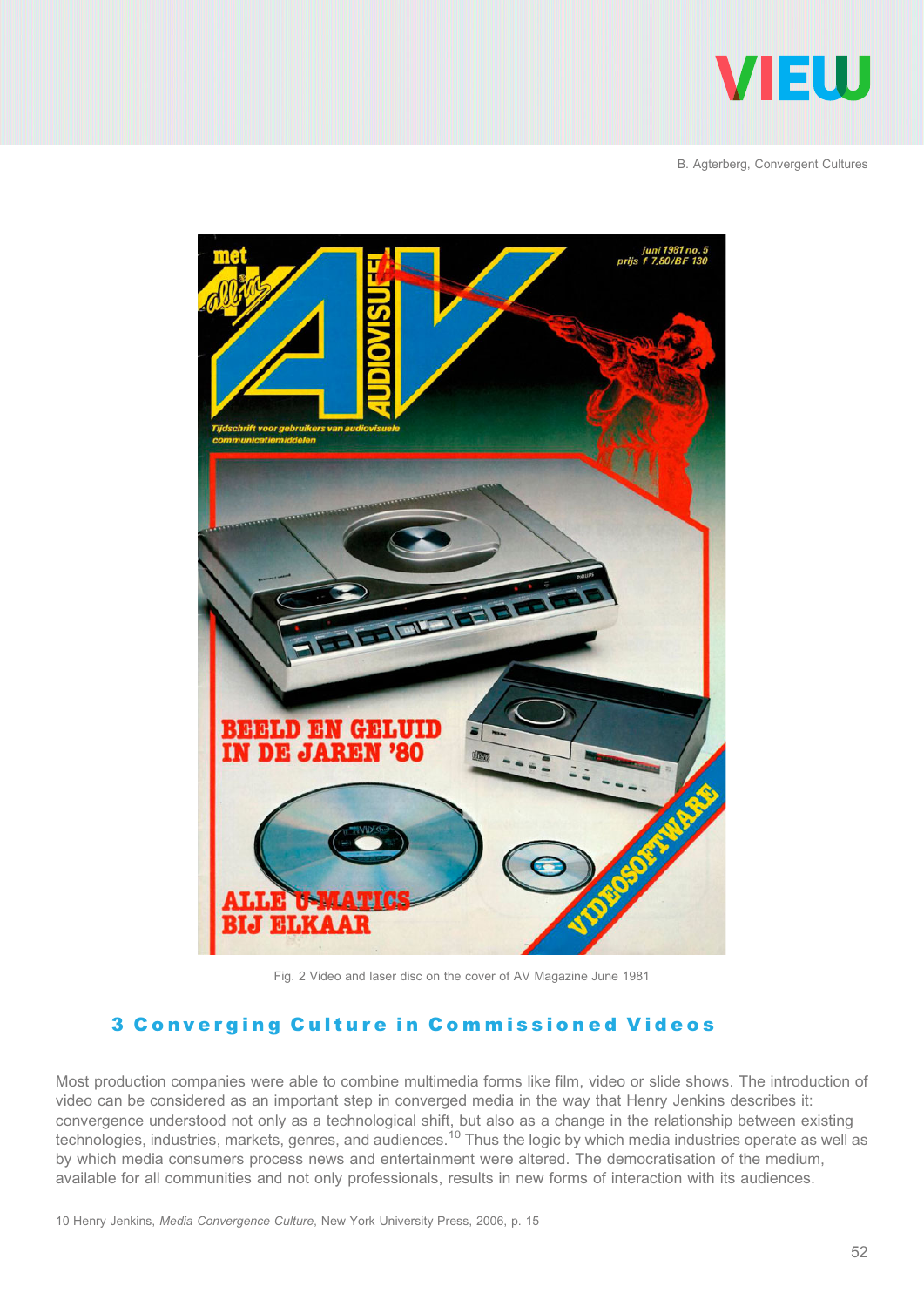Fig. 2 Video and laser disc on the cover of AV Magazine June 1981

## 3 Converging Culture in Commissioned Videos

Most production companies were able to combine multimedia forms like film, video or slide shows. The introduction of video can be considered as an important step in converged media in the way that Henry Jenkins describes it: convergence understood not only as a technological shift, but also as a change in the relationship between existing technologies, industries, markets, genres, and audiences.[10] Thus the logic by which media industries operate as well as by which media consumers process news and entertainment were altered. The democratisation of the medium, available for all communities and not only professionals, results in new forms of interaction with its audiences.

10 Henry Jenkins, *Media Convergence Culture*, New York University Press, 2006, p. 15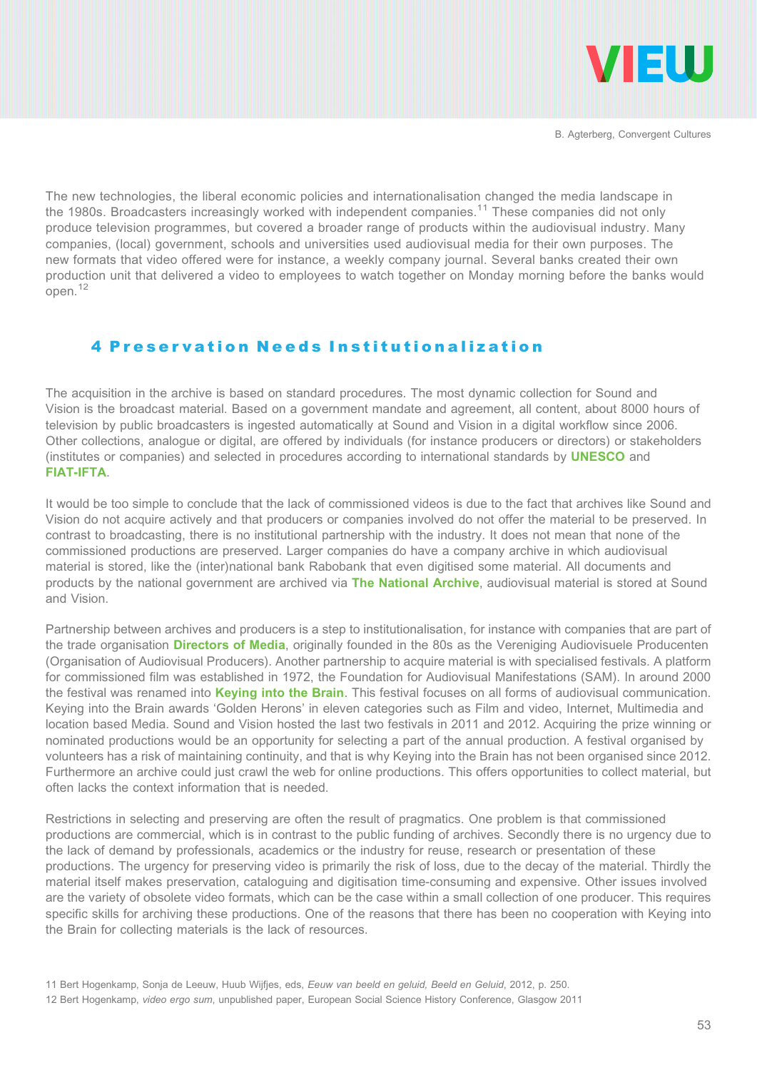The new technologies, the liberal economic policies and internationalisation changed the media landscape in the 1980s. Broadcasters increasingly worked with independent companies.[11] These companies did not only produce television programmes, but covered a broader range of products within the audiovisual industry. Many companies, (local) government, schools and universities used audiovisual media for their own purposes. The new formats that video offered were for instance, a weekly company journal. Several banks created their own production unit that delivered a video to employees to watch together on Monday morning before the banks would open.[12]

## 4 Preservation Needs Institutionalization

The acquisition in the archive is based on standard procedures. The most dynamic collection for Sound and Vision is the broadcast material. Based on a government mandate and agreement, all content, about 8000 hours of television by public broadcasters is ingested automatically at Sound and Vision in a digital workflow since 2006. Other collections, analogue or digital, are offered by individuals (for instance producers or directors) or stakeholders (institutes or companies) and selected in procedures according to international standards by **UNESCO** and **FIAT-IFTA**.

It would be too simple to conclude that the lack of commissioned videos is due to the fact that archives like Sound and Vision do not acquire actively and that producers or companies involved do not offer the material to be preserved. In contrast to broadcasting, there is no institutional partnership with the industry. It does not mean that none of the commissioned productions are preserved. Larger companies do have a company archive in which audiovisual material is stored, like the (inter)national bank Rabobank that even digitised some material. All documents and products by the national government are archived via **The National Archive**, audiovisual material is stored at Sound and Vision.

Partnership between archives and producers is a step to institutionalisation, for instance with companies that are part of the trade organisation **Directors of Media**, originally founded in the 80s as the Vereniging Audiovisuele Producenten (Organisation of Audiovisual Producers). Another partnership to acquire material is with specialised festivals. A platform for commissioned film was established in 1972, the Foundation for Audiovisual Manifestations (SAM). In around 2000 the festival was renamed into **Keying into the Brain**. This festival focuses on all forms of audiovisual communication. Keying into the Brain awards 'Golden Herons' in eleven categories such as Film and video, Internet, Multimedia and location based Media. Sound and Vision hosted the last two festivals in 2011 and 2012. Acquiring the prize winning or nominated productions would be an opportunity for selecting a part of the annual production. A festival organised by volunteers has a risk of maintaining continuity, and that is why Keying into the Brain has not been organised since 2012. Furthermore an archive could just crawl the web for online productions. This offers opportunities to collect material, but often lacks the context information that is needed.

Restrictions in selecting and preserving are often the result of pragmatics. One problem is that commissioned productions are commercial, which is in contrast to the public funding of archives. Secondly there is no urgency due to the lack of demand by professionals, academics or the industry for reuse, research or presentation of these productions. The urgency for preserving video is primarily the risk of loss, due to the decay of the material. Thirdly the material itself makes preservation, cataloguing and digitisation time-consuming and expensive. Other issues involved are the variety of obsolete video formats, which can be the case within a small collection of one producer. This requires specific skills for archiving these productions. One of the reasons that there has been no cooperation with Keying into the Brain for collecting materials is the lack of resources.

11 Bert Hogenkamp, Sonja de Leeuw, Huub Wijfjes, eds, *Eeuw van beeld en geluid, Beeld en Geluid*, 2012, p. 250.

12 Bert Hogenkamp, *video ergo sum*, unpublished paper, European Social Science History Conference, Glasgow 2011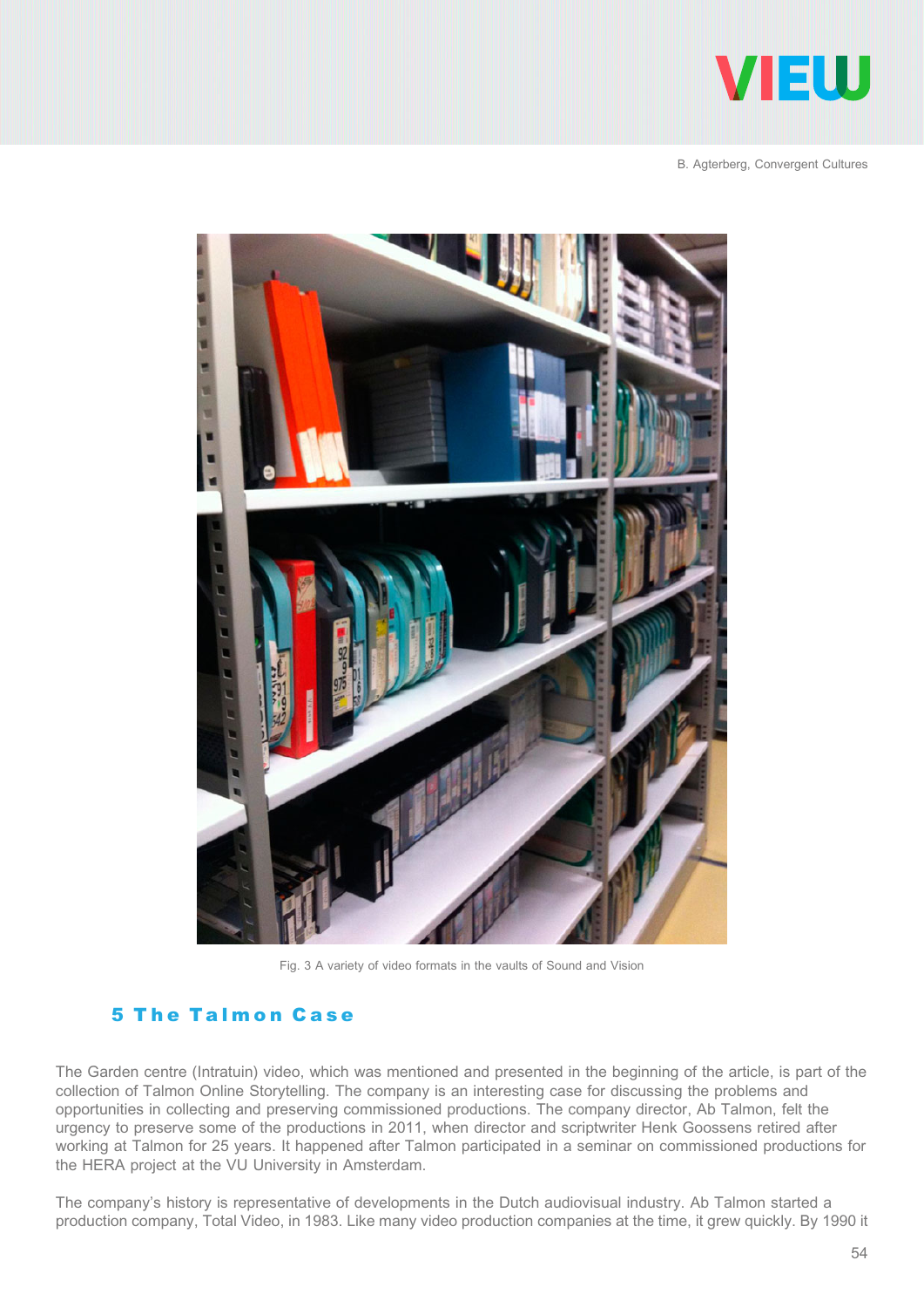Fig. 3 A variety of video formats in the vaults of Sound and Vision

## 5 The Talmon Case

The Garden centre (Intratuin) video, which was mentioned and presented in the beginning of the article, is part of the collection of Talmon Online Storytelling. The company is an interesting case for discussing the problems and opportunities in collecting and preserving commissioned productions. The company director, Ab Talmon, felt the urgency to preserve some of the productions in 2011, when director and scriptwriter Henk Goossens retired after working at Talmon for 25 years. It happened after Talmon participated in a seminar on commissioned productions for the HERA project at the VU University in Amsterdam.

The company's history is representative of developments in the Dutch audiovisual industry. Ab Talmon started a production company, Total Video, in 1983. Like many video production companies at the time, it grew quickly. By 1990 it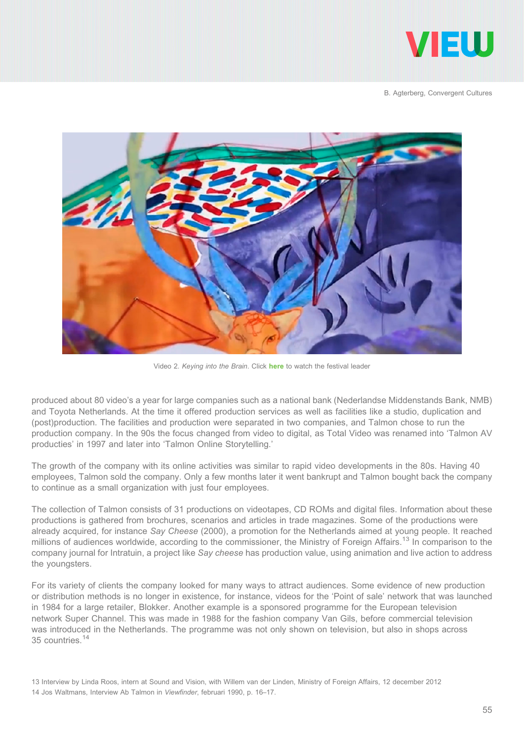Video 2. *Keying into the Brain*. Click **here** to watch the festival leader

produced about 80 video's a year for large companies such as a national bank (Nederlandse Middenstands Bank, NMB) and Toyota Netherlands. At the time it offered production services as well as facilities like a studio, duplication and (post)production. The facilities and production were separated in two companies, and Talmon chose to run the production company. In the 90s the focus changed from video to digital, as Total Video was renamed into 'Talmon AV producties' in 1997 and later into 'Talmon Online Storytelling.'

The growth of the company with its online activities was similar to rapid video developments in the 80s. Having 40 employees, Talmon sold the company. Only a few months later it went bankrupt and Talmon bought back the company to continue as a small organization with just four employees.

The collection of Talmon consists of 31 productions on videotapes, CD ROMs and digital files. Information about these productions is gathered from brochures, scenarios and articles in trade magazines. Some of the productions were already acquired, for instance *Say Cheese* (2000), a promotion for the Netherlands aimed at young people. It reached millions of audiences worldwide, according to the commissioner, the Ministry of Foreign Affairs.[13] In comparison to the company journal for Intratuin, a project like *Say cheese* has production value, using animation and live action to address the youngsters.

For its variety of clients the company looked for many ways to attract audiences. Some evidence of new production or distribution methods is no longer in existence, for instance, videos for the 'Point of sale' network that was launched in 1984 for a large retailer, Blokker. Another example is a sponsored programme for the European television network Super Channel. This was made in 1988 for the fashion company Van Gils, before commercial television was introduced in the Netherlands. The programme was not only shown on television, but also in shops across 35 countries.[14]

13 Interview by Linda Roos, intern at Sound and Vision, with Willem van der Linden, Ministry of Foreign Affairs, 12 december 2012

14 Jos Waltmans, Interview Ab Talmon in *Viewfinder*, februari 1990, p. 16–17.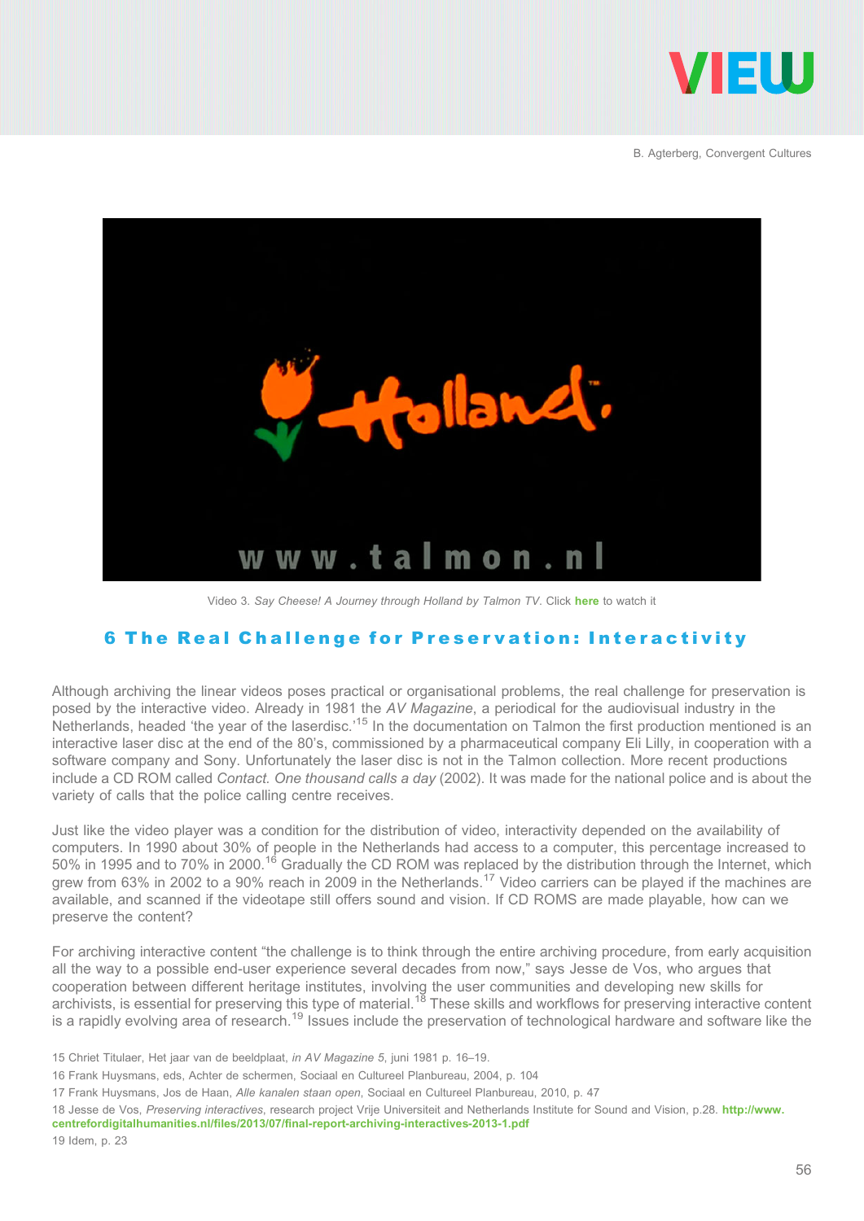Video 3. *Say Cheese! A Journey through Holland by Talmon TV*. Click **here** to watch it

## 6 The Real Challenge for Preservation: Interactivity

Although archiving the linear videos poses practical or organisational problems, the real challenge for preservation is posed by the interactive video. Already in 1981 the *AV Magazine*, a periodical for the audiovisual industry in the Netherlands, headed 'the year of the laserdisc.'[15] In the documentation on Talmon the first production mentioned is an interactive laser disc at the end of the 80's, commissioned by a pharmaceutical company Eli Lilly, in cooperation with a software company and Sony. Unfortunately the laser disc is not in the Talmon collection. More recent productions include a CD ROM called *Contact. One thousand calls a day* (2002). It was made for the national police and is about the variety of calls that the police calling centre receives.

Just like the video player was a condition for the distribution of video, interactivity depended on the availability of computers. In 1990 about 30% of people in the Netherlands had access to a computer, this percentage increased to 50% in 1995 and to 70% in 2000.[16] Gradually the CD ROM was replaced by the distribution through the Internet, which grew from 63% in 2002 to a 90% reach in 2009 in the Netherlands.[17] Video carriers can be played if the machines are available, and scanned if the videotape still offers sound and vision. If CD ROMS are made playable, how can we preserve the content?

For archiving interactive content "the challenge is to think through the entire archiving procedure, from early acquisition all the way to a possible end-user experience several decades from now," says Jesse de Vos, who argues that cooperation between different heritage institutes, involving the user communities and developing new skills for archivists, is essential for preserving this type of material.[18] These skills and workflows for preserving interactive content is a rapidly evolving area of research.[19] Issues include the preservation of technological hardware and software like the

15 Chriet Titulaer, Het jaar van de beeldplaat, *in AV Magazine 5*, juni 1981 p. 16–19.

16 Frank Huysmans, eds, Achter de schermen, Sociaal en Cultureel Planbureau, 2004, p. 104

17 Frank Huysmans, Jos de Haan, *Alle kanalen staan open*, Sociaal en Cultureel Planbureau, 2010, p. 47

18 Jesse de Vos, *Preserving interactives*, research project Vrije Universiteit and Netherlands Institute for Sound and Vision, p.28. **http://www.centrefordigitalhumanities.nl/files/2013/07/final-report-archiving-interactives-2013-1.pdf**

19 Idem, p. 23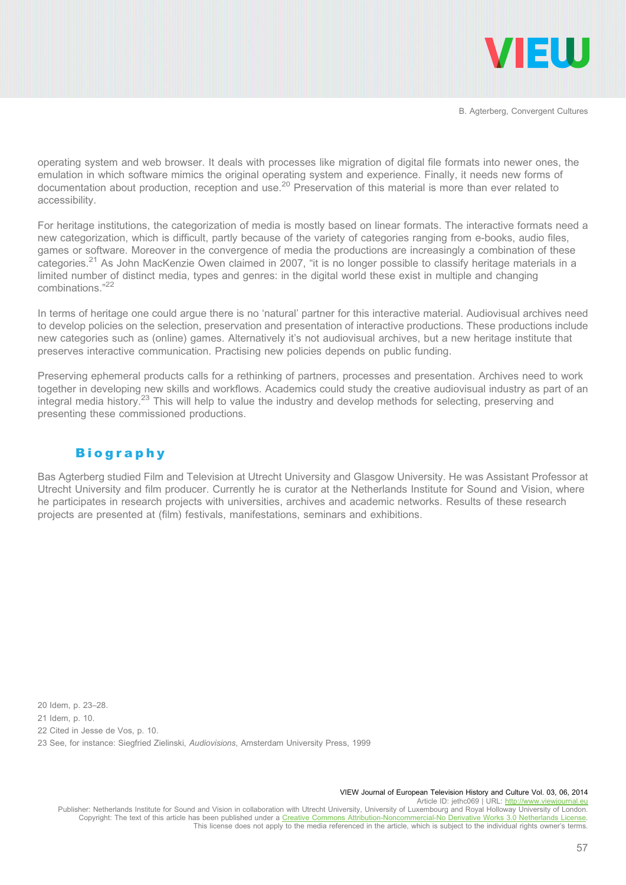operating system and web browser. It deals with processes like migration of digital file formats into newer ones, the emulation in which software mimics the original operating system and experience. Finally, it needs new forms of documentation about production, reception and use.[20] Preservation of this material is more than ever related to accessibility.

For heritage institutions, the categorization of media is mostly based on linear formats. The interactive formats need a new categorization, which is difficult, partly because of the variety of categories ranging from e-books, audio files, games or software. Moreover in the convergence of media the productions are increasingly a combination of these categories.[21] As John MacKenzie Owen claimed in 2007, "it is no longer possible to classify heritage materials in a limited number of distinct media, types and genres: in the digital world these exist in multiple and changing combinations."[22]

In terms of heritage one could argue there is no 'natural' partner for this interactive material. Audiovisual archives need to develop policies on the selection, preservation and presentation of interactive productions. These productions include new categories such as (online) games. Alternatively it's not audiovisual archives, but a new heritage institute that preserves interactive communication. Practising new policies depends on public funding.

Preserving ephemeral products calls for a rethinking of partners, processes and presentation. Archives need to work together in developing new skills and workflows. Academics could study the creative audiovisual industry as part of an integral media history.[23] This will help to value the industry and develop methods for selecting, preserving and presenting these commissioned productions.

## Biography

Bas Agterberg studied Film and Television at Utrecht University and Glasgow University. He was Assistant Professor at Utrecht University and film producer. Currently he is curator at the Netherlands Institute for Sound and Vision, where he participates in research projects with universities, archives and academic networks. Results of these research projects are presented at (film) festivals, manifestations, seminars and exhibitions.

20 Idem, p. 23–28.

21 Idem, p. 10.

22 Cited in Jesse de Vos, p. 10.

23 See, for instance: Siegfried Zielinski, *Audiovisions*, Amsterdam University Press, 1999